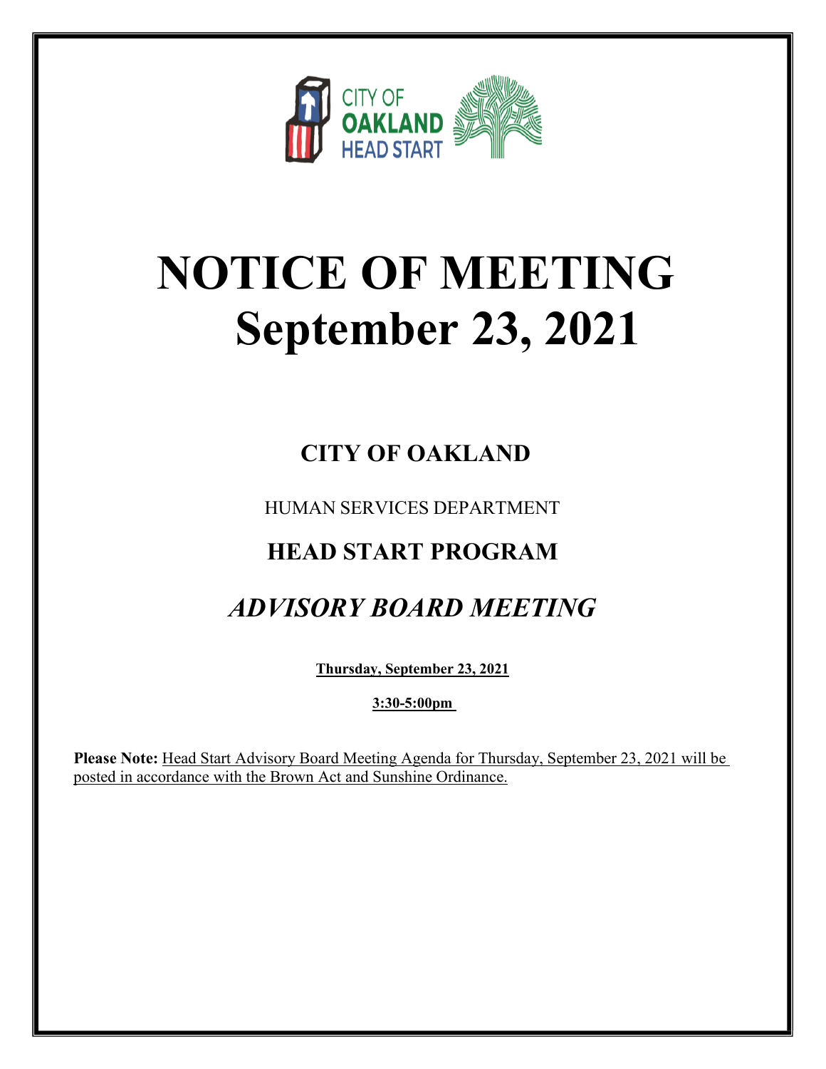CITY OF OAKLAND HEAD START

# NOTICE OF MEETING
# September 23, 2021

## CITY OF OAKLAND

HUMAN SERVICES DEPARTMENT

## HEAD START PROGRAM

## *ADVISORY BOARD MEETING*

**Thursday, September 23, 2021**

**3:30-5:00pm**

**Please Note:** Head Start Advisory Board Meeting Agenda for Thursday, September 23, 2021 will be posted in accordance with the Brown Act and Sunshine Ordinance.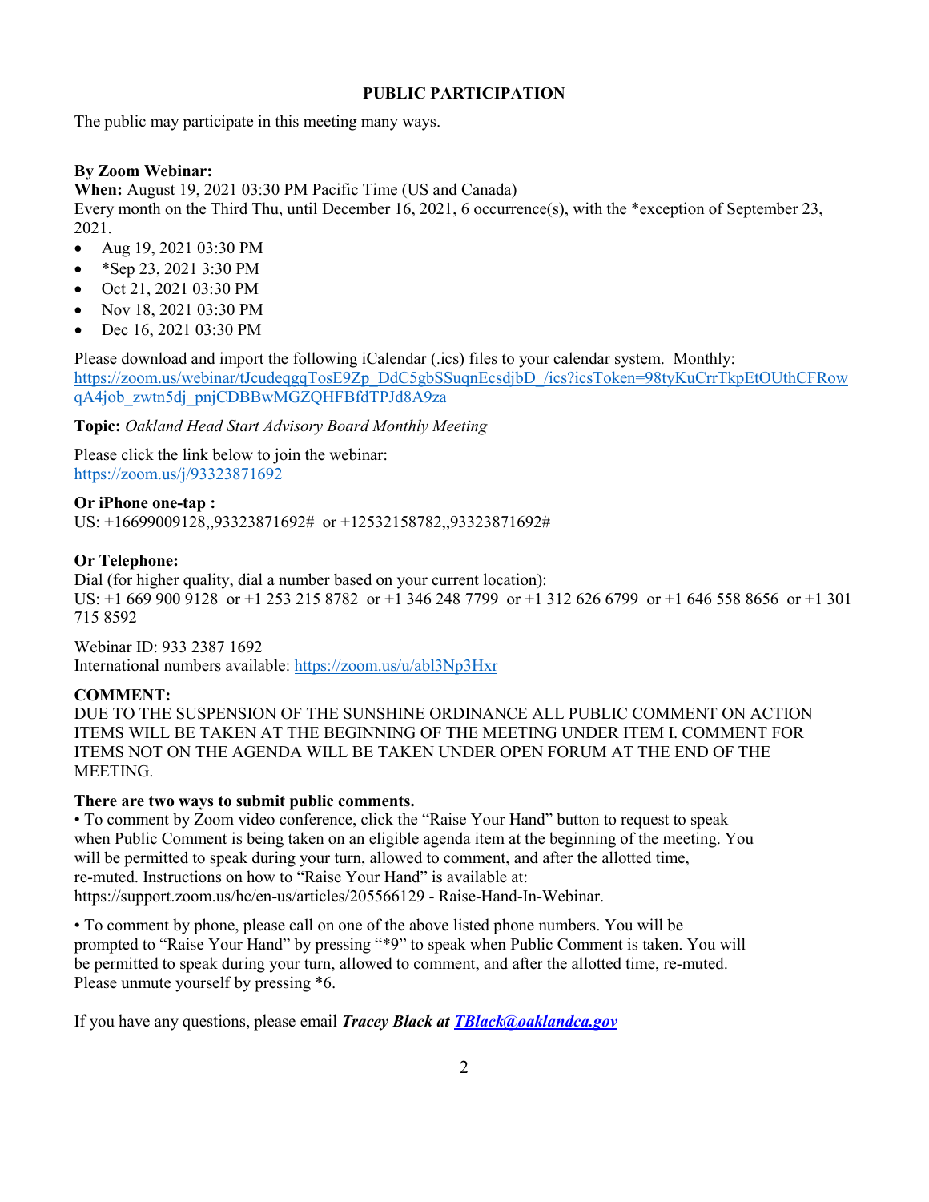**PUBLIC PARTICIPATION**

The public may participate in this meeting many ways.

**By Zoom Webinar:**
**When:** August 19, 2021 03:30 PM Pacific Time (US and Canada)
Every month on the Third Thu, until December 16, 2021, 6 occurrence(s), with the *exception of September 23, 2021.

- Aug 19, 2021 03:30 PM
- *Sep 23, 2021 3:30 PM
- Oct 21, 2021 03:30 PM
- Nov 18, 2021 03:30 PM
- Dec 16, 2021 03:30 PM

Please download and import the following iCalendar (.ics) files to your calendar system. Monthly: https://zoom.us/webinar/tJcudeqgqTosE9Zp_DdC5gbSSuqnEcsdjbD_/ics?icsToken=98tyKuCrrTkpEtOUthCFRowqA4job_zwtn5dj_pnjCDBBwMGZQHFBfdTPJd8A9za

**Topic:** *Oakland Head Start Advisory Board Monthly Meeting*

Please click the link below to join the webinar:
https://zoom.us/j/93323871692

**Or iPhone one-tap :**
US: +16699009128,,93323871692# or +12532158782,,93323871692#

**Or Telephone:**
Dial (for higher quality, dial a number based on your current location):
US: +1 669 900 9128 or +1 253 215 8782 or +1 346 248 7799 or +1 312 626 6799 or +1 646 558 8656 or +1 301 715 8592

Webinar ID: 933 2387 1692
International numbers available: https://zoom.us/u/abl3Np3Hxr

**COMMENT:**
DUE TO THE SUSPENSION OF THE SUNSHINE ORDINANCE ALL PUBLIC COMMENT ON ACTION ITEMS WILL BE TAKEN AT THE BEGINNING OF THE MEETING UNDER ITEM I. COMMENT FOR ITEMS NOT ON THE AGENDA WILL BE TAKEN UNDER OPEN FORUM AT THE END OF THE MEETING.

**There are two ways to submit public comments.**

• To comment by Zoom video conference, click the "Raise Your Hand" button to request to speak when Public Comment is being taken on an eligible agenda item at the beginning of the meeting. You will be permitted to speak during your turn, allowed to comment, and after the allotted time, re-muted. Instructions on how to "Raise Your Hand" is available at: https://support.zoom.us/hc/en-us/articles/205566129 - Raise-Hand-In-Webinar.

• To comment by phone, please call on one of the above listed phone numbers. You will be prompted to "Raise Your Hand" by pressing "*9" to speak when Public Comment is taken. You will be permitted to speak during your turn, allowed to comment, and after the allotted time, re-muted. Please unmute yourself by pressing *6.

If you have any questions, please email ***Tracey Black at TBlack@oaklandca.gov***